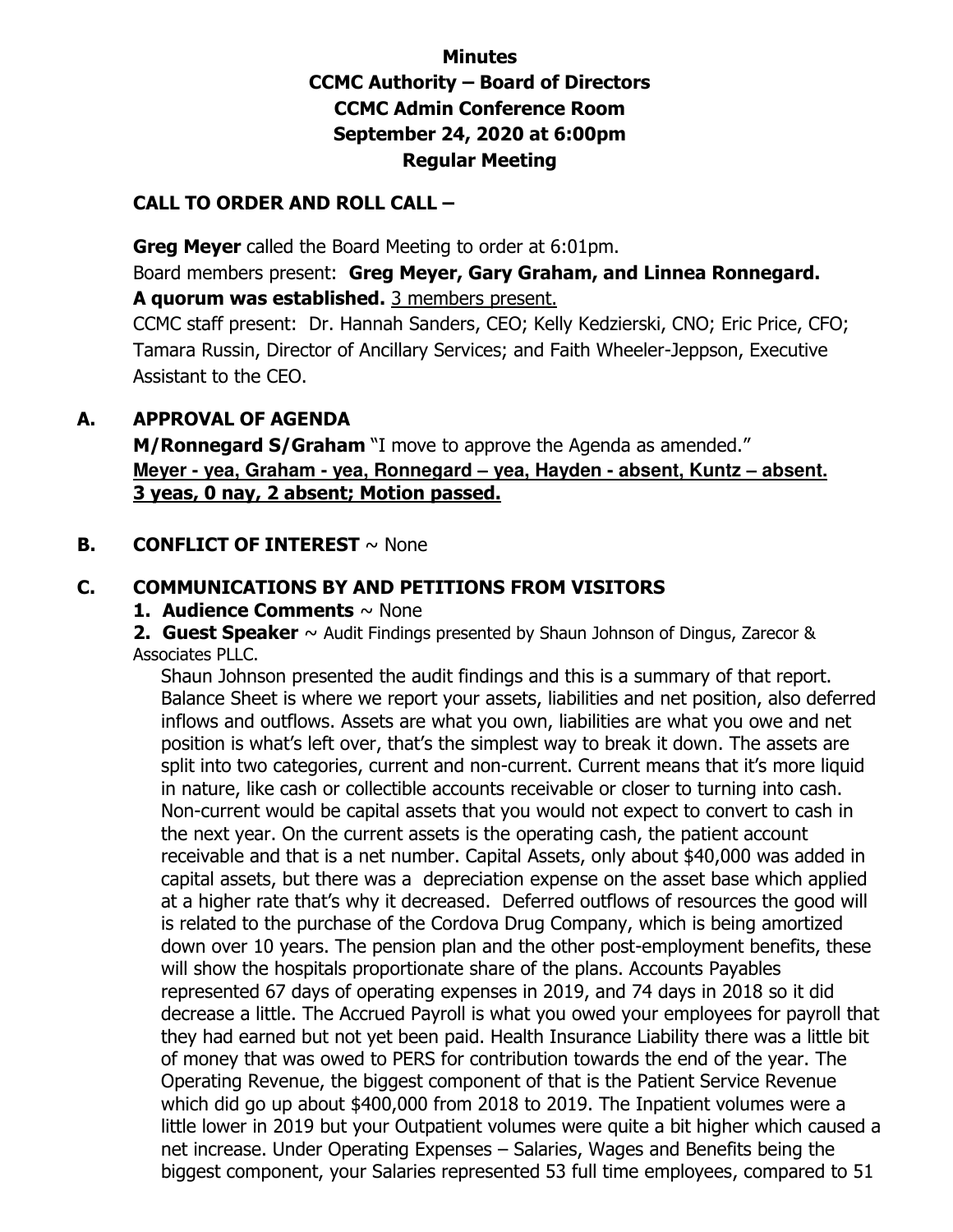**Minutes**
**CCMC Authority – Board of Directors**
**CCMC Admin Conference Room**
**September 24, 2020 at 6:00pm**
**Regular Meeting**

## CALL TO ORDER AND ROLL CALL –

**Greg Meyer** called the Board Meeting to order at 6:01pm.
Board members present: **Greg Meyer, Gary Graham, and Linnea Ronnegard.**
**A quorum was established.** 3 members present.
CCMC staff present: Dr. Hannah Sanders, CEO; Kelly Kedzierski, CNO; Eric Price, CFO; Tamara Russin, Director of Ancillary Services; and Faith Wheeler-Jeppson, Executive Assistant to the CEO.

## A. APPROVAL OF AGENDA

**M/Ronnegard S/Graham** "I move to approve the Agenda as amended."
**Meyer - yea, Graham - yea, Ronnegard – yea, Hayden - absent, Kuntz – absent.**
**3 yeas, 0 nay, 2 absent; Motion passed.**

## B. CONFLICT OF INTEREST ~ None

## C. COMMUNICATIONS BY AND PETITIONS FROM VISITORS

**1. Audience Comments** ~ None

**2. Guest Speaker** ~ Audit Findings presented by Shaun Johnson of Dingus, Zarecor & Associates PLLC.

Shaun Johnson presented the audit findings and this is a summary of that report. Balance Sheet is where we report your assets, liabilities and net position, also deferred inflows and outflows. Assets are what you own, liabilities are what you owe and net position is what's left over, that's the simplest way to break it down. The assets are split into two categories, current and non-current. Current means that it's more liquid in nature, like cash or collectible accounts receivable or closer to turning into cash. Non-current would be capital assets that you would not expect to convert to cash in the next year. On the current assets is the operating cash, the patient account receivable and that is a net number. Capital Assets, only about $40,000 was added in capital assets, but there was a depreciation expense on the asset base which applied at a higher rate that's why it decreased. Deferred outflows of resources the good will is related to the purchase of the Cordova Drug Company, which is being amortized down over 10 years. The pension plan and the other post-employment benefits, these will show the hospitals proportionate share of the plans. Accounts Payables represented 67 days of operating expenses in 2019, and 74 days in 2018 so it did decrease a little. The Accrued Payroll is what you owed your employees for payroll that they had earned but not yet been paid. Health Insurance Liability there was a little bit of money that was owed to PERS for contribution towards the end of the year. The Operating Revenue, the biggest component of that is the Patient Service Revenue which did go up about $400,000 from 2018 to 2019. The Inpatient volumes were a little lower in 2019 but your Outpatient volumes were quite a bit higher which caused a net increase. Under Operating Expenses – Salaries, Wages and Benefits being the biggest component, your Salaries represented 53 full time employees, compared to 51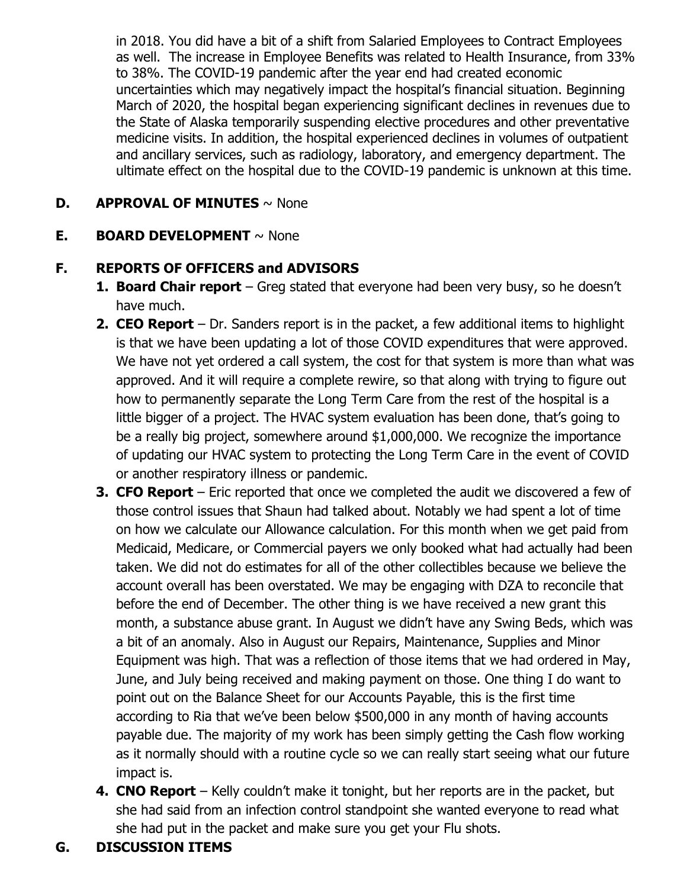in 2018. You did have a bit of a shift from Salaried Employees to Contract Employees as well. The increase in Employee Benefits was related to Health Insurance, from 33% to 38%. The COVID-19 pandemic after the year end had created economic uncertainties which may negatively impact the hospital's financial situation. Beginning March of 2020, the hospital began experiencing significant declines in revenues due to the State of Alaska temporarily suspending elective procedures and other preventative medicine visits. In addition, the hospital experienced declines in volumes of outpatient and ancillary services, such as radiology, laboratory, and emergency department. The ultimate effect on the hospital due to the COVID-19 pandemic is unknown at this time.

**D. APPROVAL OF MINUTES** ~ None

**E. BOARD DEVELOPMENT** ~ None

**F. REPORTS OF OFFICERS and ADVISORS**

1. **Board Chair report** – Greg stated that everyone had been very busy, so he doesn't have much.
2. **CEO Report** – Dr. Sanders report is in the packet, a few additional items to highlight is that we have been updating a lot of those COVID expenditures that were approved. We have not yet ordered a call system, the cost for that system is more than what was approved. And it will require a complete rewire, so that along with trying to figure out how to permanently separate the Long Term Care from the rest of the hospital is a little bigger of a project. The HVAC system evaluation has been done, that's going to be a really big project, somewhere around $1,000,000. We recognize the importance of updating our HVAC system to protecting the Long Term Care in the event of COVID or another respiratory illness or pandemic.
3. **CFO Report** – Eric reported that once we completed the audit we discovered a few of those control issues that Shaun had talked about. Notably we had spent a lot of time on how we calculate our Allowance calculation. For this month when we get paid from Medicaid, Medicare, or Commercial payers we only booked what had actually had been taken. We did not do estimates for all of the other collectibles because we believe the account overall has been overstated. We may be engaging with DZA to reconcile that before the end of December. The other thing is we have received a new grant this month, a substance abuse grant. In August we didn't have any Swing Beds, which was a bit of an anomaly. Also in August our Repairs, Maintenance, Supplies and Minor Equipment was high. That was a reflection of those items that we had ordered in May, June, and July being received and making payment on those. One thing I do want to point out on the Balance Sheet for our Accounts Payable, this is the first time according to Ria that we've been below $500,000 in any month of having accounts payable due. The majority of my work has been simply getting the Cash flow working as it normally should with a routine cycle so we can really start seeing what our future impact is.
4. **CNO Report** – Kelly couldn't make it tonight, but her reports are in the packet, but she had said from an infection control standpoint she wanted everyone to read what she had put in the packet and make sure you get your Flu shots.

**G. DISCUSSION ITEMS**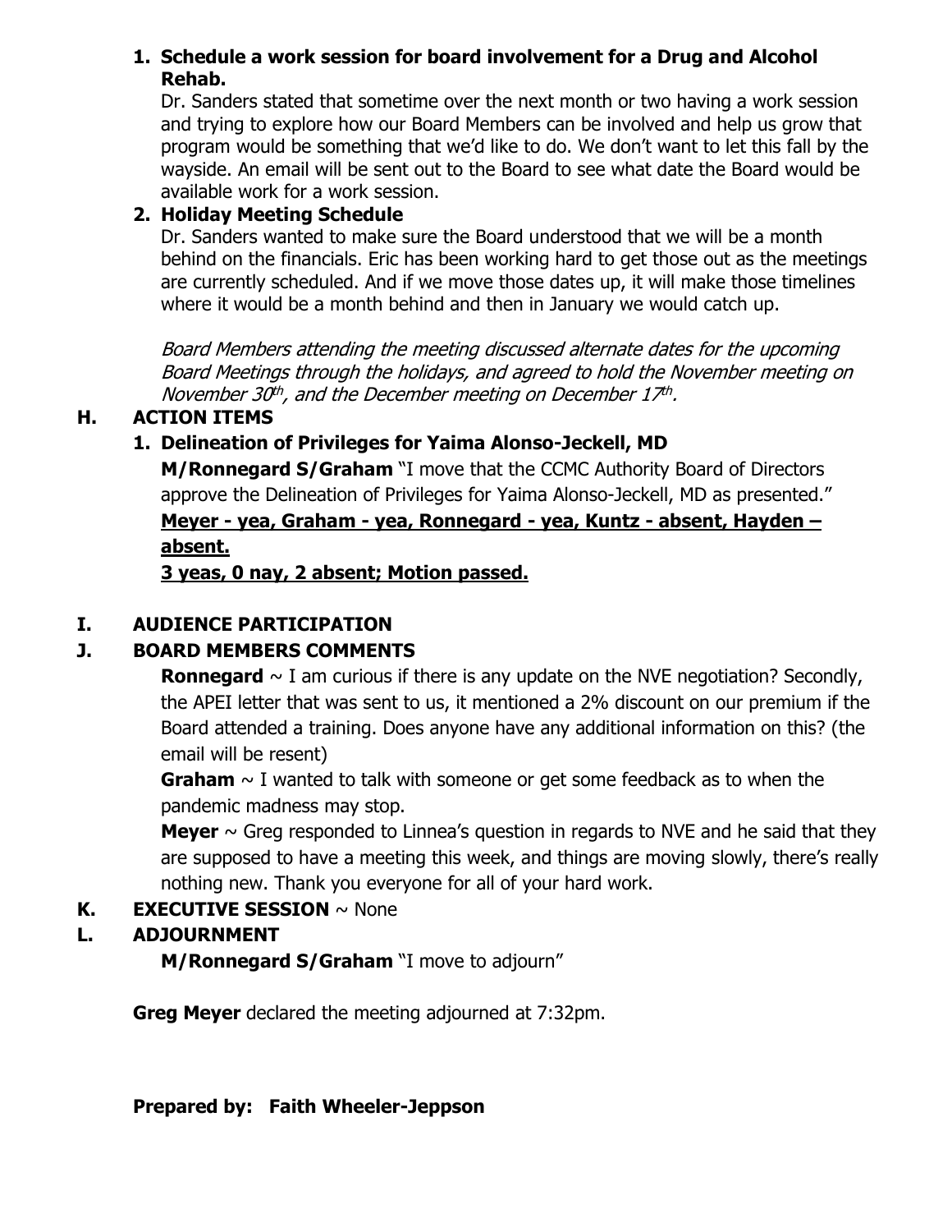1. **Schedule a work session for board involvement for a Drug and Alcohol Rehab.**

   Dr. Sanders stated that sometime over the next month or two having a work session and trying to explore how our Board Members can be involved and help us grow that program would be something that we'd like to do. We don't want to let this fall by the wayside. An email will be sent out to the Board to see what date the Board would be available work for a work session.

2. **Holiday Meeting Schedule**

   Dr. Sanders wanted to make sure the Board understood that we will be a month behind on the financials. Eric has been working hard to get those out as the meetings are currently scheduled. And if we move those dates up, it will make those timelines where it would be a month behind and then in January we would catch up.

   *Board Members attending the meeting discussed alternate dates for the upcoming Board Meetings through the holidays, and agreed to hold the November meeting on November 30th, and the December meeting on December 17th.*

## H. ACTION ITEMS

1. **Delineation of Privileges for Yaima Alonso-Jeckell, MD**

   **M/Ronnegard S/Graham** "I move that the CCMC Authority Board of Directors approve the Delineation of Privileges for Yaima Alonso-Jeckell, MD as presented."

   **Meyer - yea, Graham - yea, Ronnegard - yea, Kuntz - absent, Hayden – absent.**

   **3 yeas, 0 nay, 2 absent; Motion passed.**

## I. AUDIENCE PARTICIPATION

## J. BOARD MEMBERS COMMENTS

**Ronnegard** ~ I am curious if there is any update on the NVE negotiation? Secondly, the APEI letter that was sent to us, it mentioned a 2% discount on our premium if the Board attended a training. Does anyone have any additional information on this? (the email will be resent)

**Graham** ~ I wanted to talk with someone or get some feedback as to when the pandemic madness may stop.

**Meyer** ~ Greg responded to Linnea's question in regards to NVE and he said that they are supposed to have a meeting this week, and things are moving slowly, there's really nothing new. Thank you everyone for all of your hard work.

## K. EXECUTIVE SESSION ~ None

## L. ADJOURNMENT

**M/Ronnegard S/Graham** "I move to adjourn"

**Greg Meyer** declared the meeting adjourned at 7:32pm.

**Prepared by: Faith Wheeler-Jeppson**